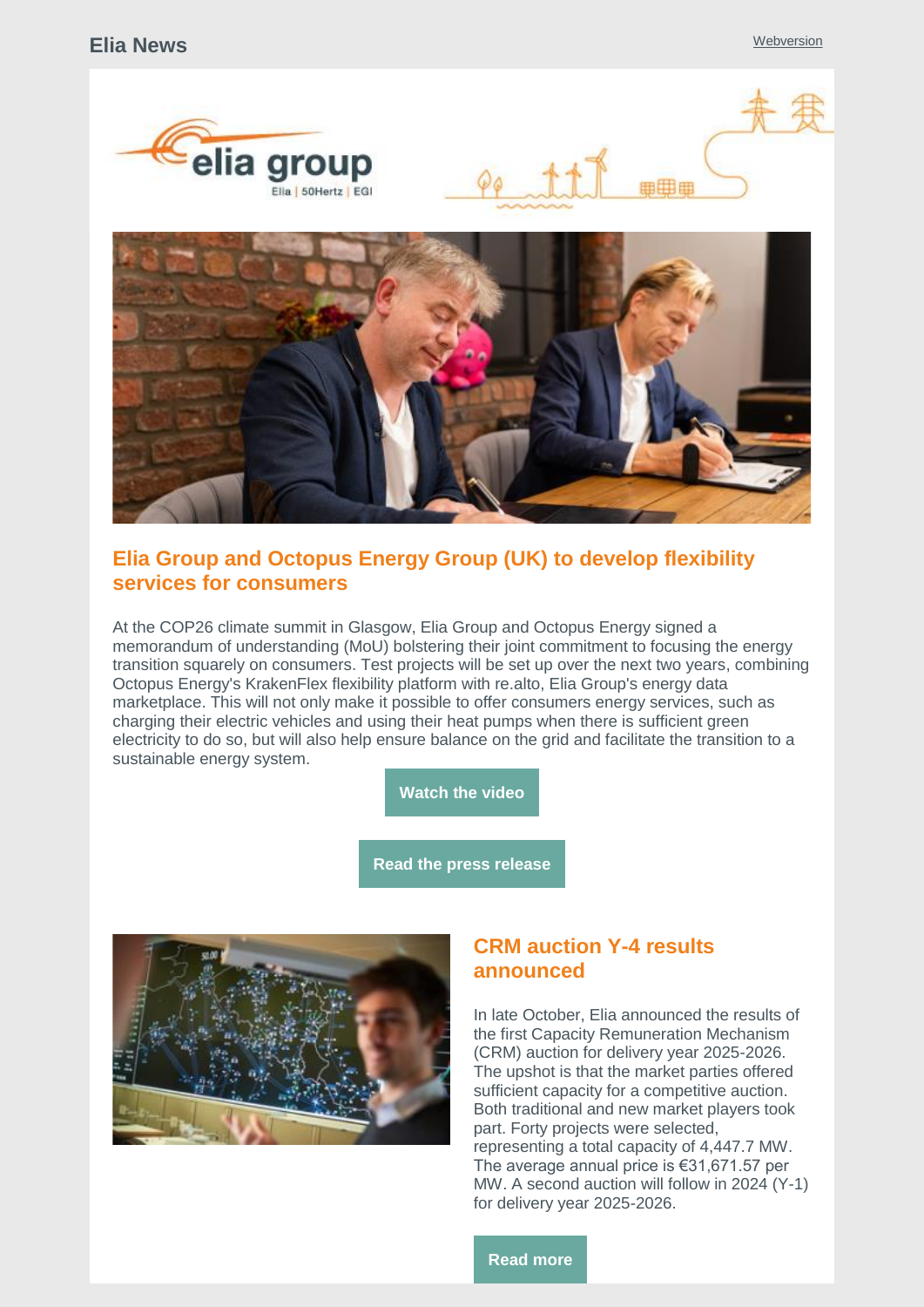Elia News

Webversion

## Elia Group and Octopus Energy Group (UK) to develop flexibility services for consumers

At the COP26 climate summit in Glasgow, Elia Group and Octopus Energy signed a memorandum of understanding (MoU) bolstering their joint commitment to focusing the energy transition squarely on consumers. Test projects will be set up over the next two years, combining Octopus Energy's KrakenFlex flexibility platform with re.alto, Elia Group's energy data marketplace. This will not only make it possible to offer consumers energy services, such as charging their electric vehicles and using their heat pumps when there is sufficient green electricity to do so, but will also help ensure balance on the grid and facilitate the transition to a sustainable energy system.

**Watch the video**

**Read the press release**

## CRM auction Y-4 results announced

In late October, Elia announced the results of the first Capacity Remuneration Mechanism (CRM) auction for delivery year 2025-2026. The upshot is that the market parties offered sufficient capacity for a competitive auction. Both traditional and new market players took part. Forty projects were selected, representing a total capacity of 4,447.7 MW. The average annual price is €31,671.57 per MW. A second auction will follow in 2024 (Y-1) for delivery year 2025-2026.

**Read more**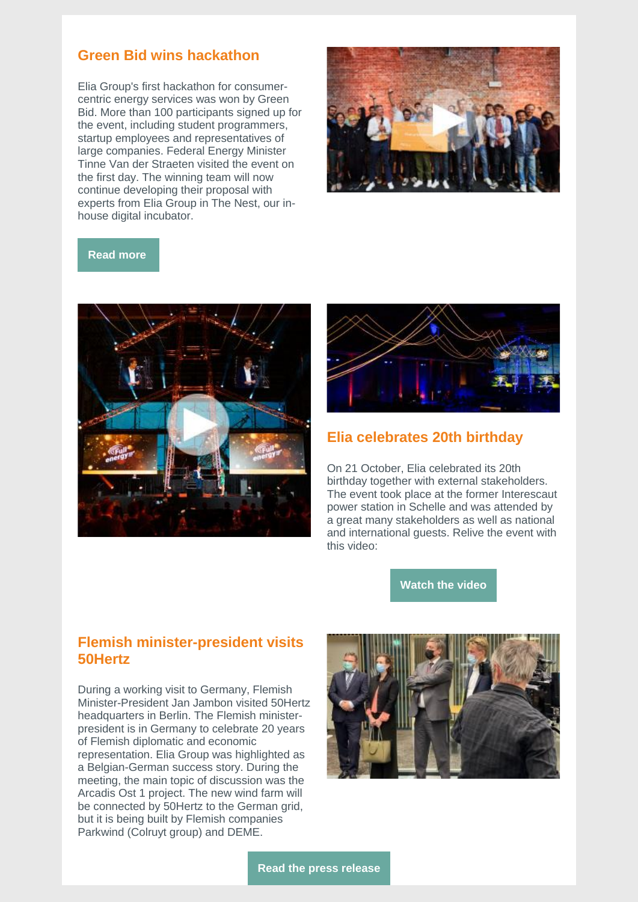## Green Bid wins hackathon

Elia Group's first hackathon for consumer-centric energy services was won by Green Bid. More than 100 participants signed up for the event, including student programmers, startup employees and representatives of large companies. Federal Energy Minister Tinne Van der Straeten visited the event on the first day. The winning team will now continue developing their proposal with experts from Elia Group in The Nest, our in-house digital incubator.

**Read more**

## Elia celebrates 20th birthday

On 21 October, Elia celebrated its 20th birthday together with external stakeholders. The event took place at the former Interescaut power station in Schelle and was attended by a great many stakeholders as well as national and international guests. Relive the event with this video:

**Watch the video**

## Flemish minister-president visits 50Hertz

During a working visit to Germany, Flemish Minister-President Jan Jambon visited 50Hertz headquarters in Berlin. The Flemish minister-president is in Germany to celebrate 20 years of Flemish diplomatic and economic representation. Elia Group was highlighted as a Belgian-German success story. During the meeting, the main topic of discussion was the Arcadis Ost 1 project. The new wind farm will be connected by 50Hertz to the German grid, but it is being built by Flemish companies Parkwind (Colruyt group) and DEME.

**Read the press release**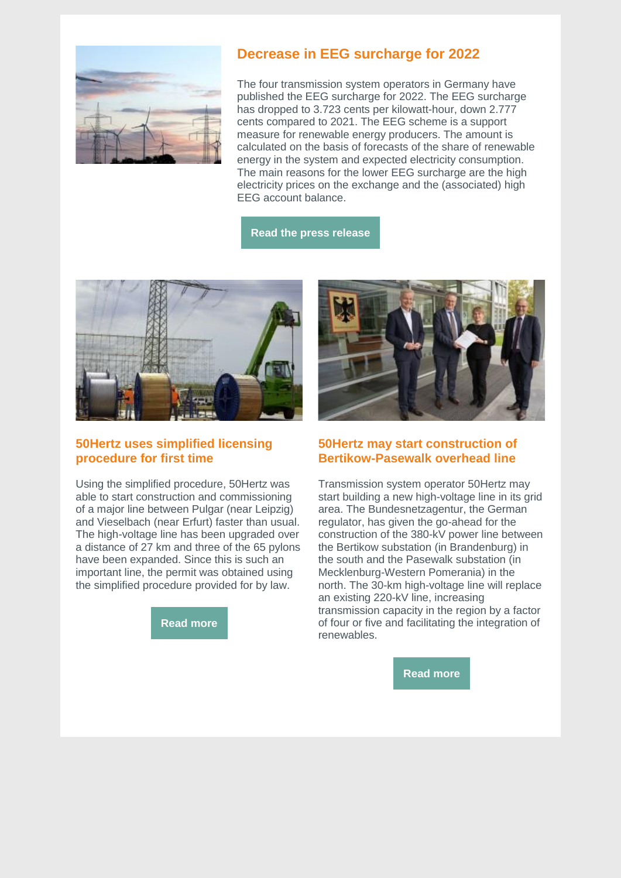## Decrease in EEG surcharge for 2022

The four transmission system operators in Germany have published the EEG surcharge for 2022. The EEG surcharge has dropped to 3.723 cents per kilowatt-hour, down 2.777 cents compared to 2021. The EEG scheme is a support measure for renewable energy producers. The amount is calculated on the basis of forecasts of the share of renewable energy in the system and expected electricity consumption. The main reasons for the lower EEG surcharge are the high electricity prices on the exchange and the (associated) high EEG account balance.

**Read the press release**

## 50Hertz uses simplified licensing procedure for first time

Using the simplified procedure, 50Hertz was able to start construction and commissioning of a major line between Pulgar (near Leipzig) and Vieselbach (near Erfurt) faster than usual. The high-voltage line has been upgraded over a distance of 27 km and three of the 65 pylons have been expanded. Since this is such an important line, the permit was obtained using the simplified procedure provided for by law.

**Read more**

## 50Hertz may start construction of Bertikow-Pasewalk overhead line

Transmission system operator 50Hertz may start building a new high-voltage line in its grid area. The Bundesnetzagentur, the German regulator, has given the go-ahead for the construction of the 380-kV power line between the Bertikow substation (in Brandenburg) in the south and the Pasewalk substation (in Mecklenburg-Western Pomerania) in the north. The 30-km high-voltage line will replace an existing 220-kV line, increasing transmission capacity in the region by a factor of four or five and facilitating the integration of renewables.

**Read more**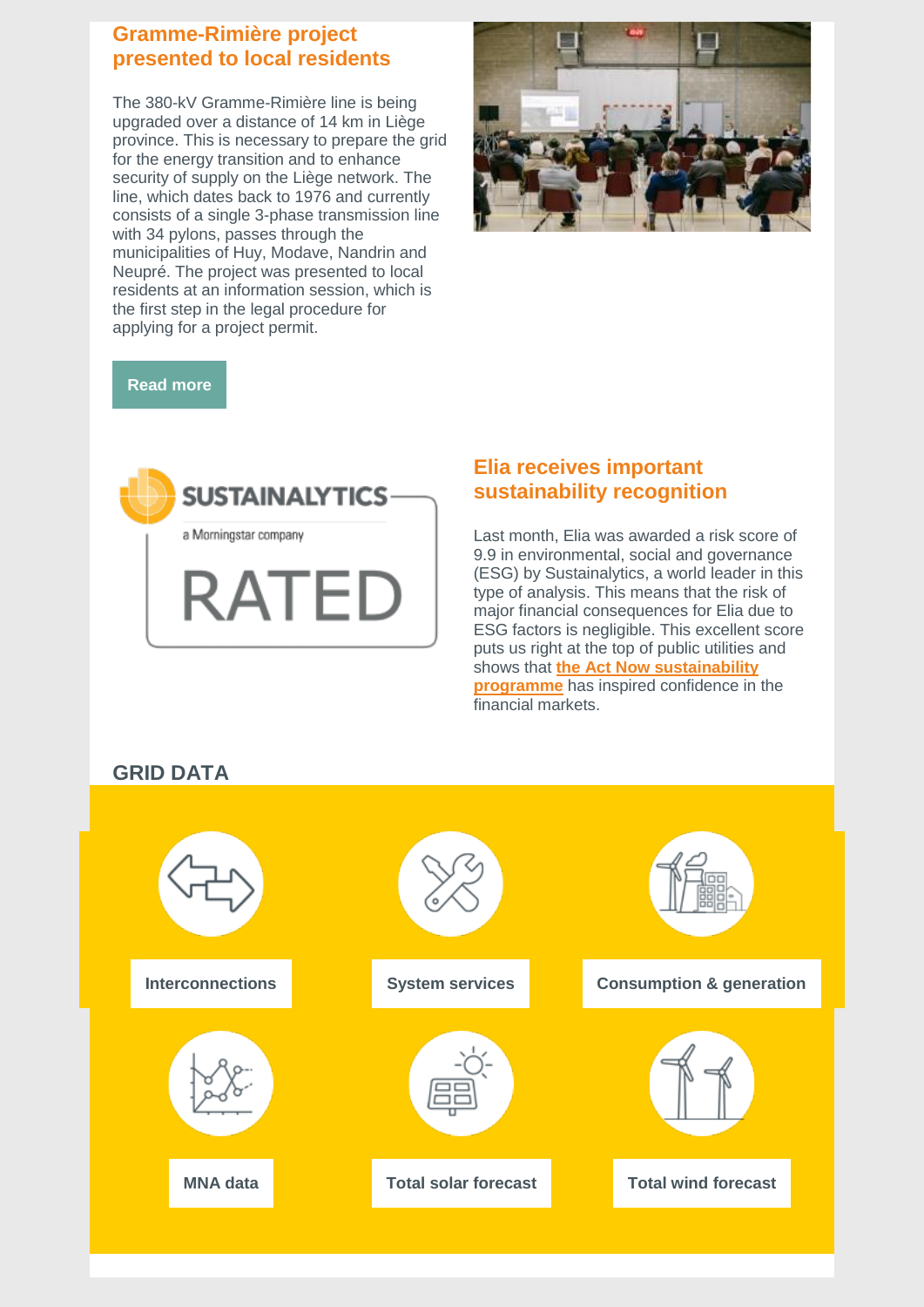## Gramme-Rimière project presented to local residents

The 380-kV Gramme-Rimière line is being upgraded over a distance of 14 km in Liège province. This is necessary to prepare the grid for the energy transition and to enhance security of supply on the Liège network. The line, which dates back to 1976 and currently consists of a single 3-phase transmission line with 34 pylons, passes through the municipalities of Huy, Modave, Nandrin and Neupré. The project was presented to local residents at an information session, which is the first step in the legal procedure for applying for a project permit.

Read more

## Elia receives important sustainability recognition

Last month, Elia was awarded a risk score of 9.9 in environmental, social and governance (ESG) by Sustainalytics, a world leader in this type of analysis. This means that the risk of major financial consequences for Elia due to ESG factors is negligible. This excellent score puts us right at the top of public utilities and shows that **the Act Now sustainability programme** has inspired confidence in the financial markets.

## GRID DATA

- Interconnections
- System services
- Consumption & generation
- MNA data
- Total solar forecast
- Total wind forecast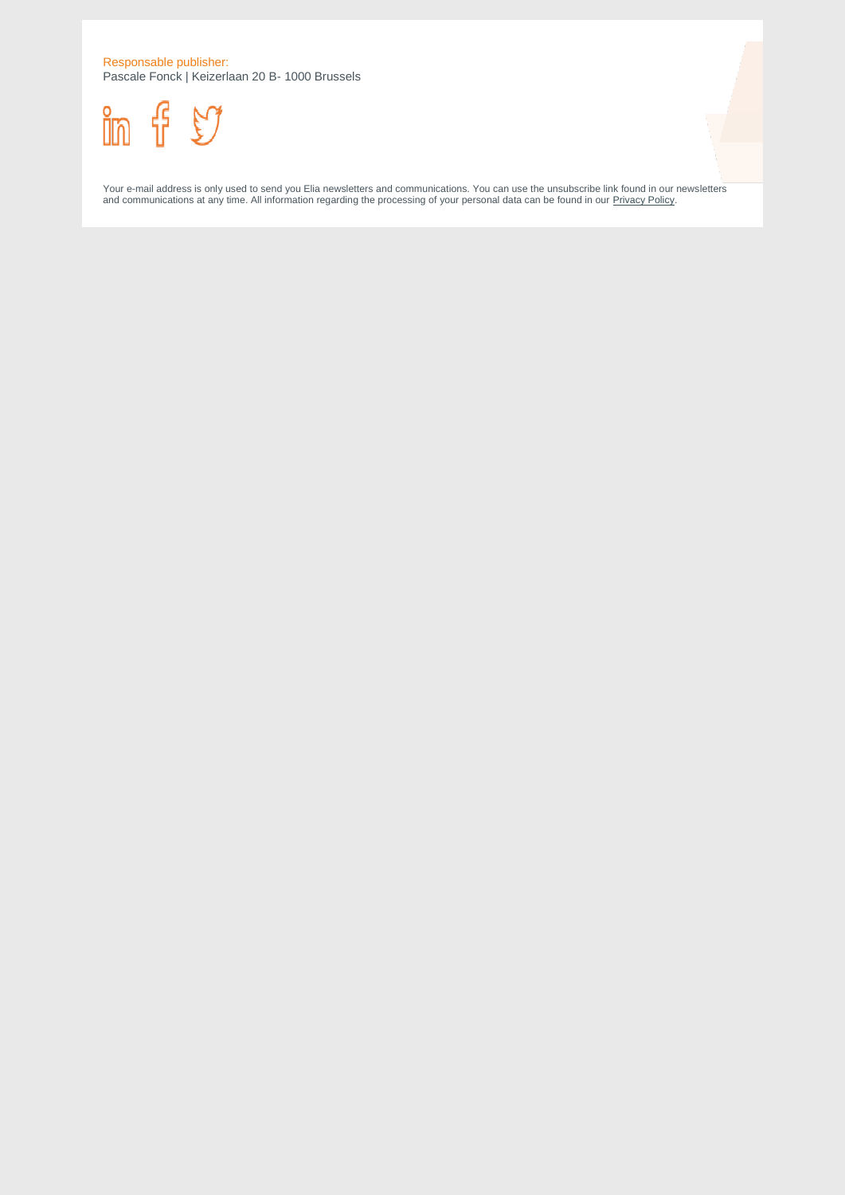Responsable publisher:
Pascale Fonck | Keizerlaan 20 B- 1000 Brussels

Your e-mail address is only used to send you Elia newsletters and communications. You can use the unsubscribe link found in our newsletters and communications at any time. All information regarding the processing of your personal data can be found in our Privacy Policy.